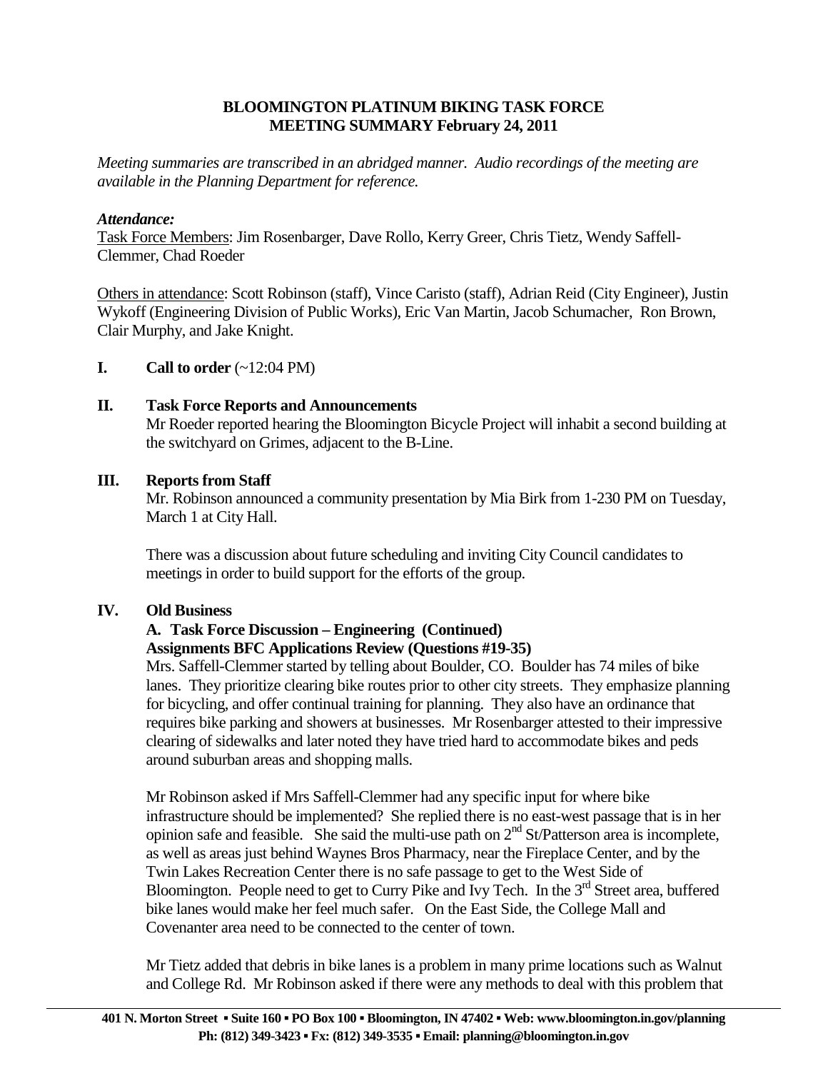**BLOOMINGTON PLATINUM BIKING TASK FORCE**
**MEETING SUMMARY February 24, 2011**

*Meeting summaries are transcribed in an abridged manner. Audio recordings of the meeting are available in the Planning Department for reference.*

***Attendance:***

Task Force Members: Jim Rosenbarger, Dave Rollo, Kerry Greer, Chris Tietz, Wendy Saffell-Clemmer, Chad Roeder

Others in attendance: Scott Robinson (staff), Vince Caristo (staff), Adrian Reid (City Engineer), Justin Wykoff (Engineering Division of Public Works), Eric Van Martin, Jacob Schumacher, Ron Brown, Clair Murphy, and Jake Knight.

## I. Call to order (~12:04 PM)

## II. Task Force Reports and Announcements

Mr Roeder reported hearing the Bloomington Bicycle Project will inhabit a second building at the switchyard on Grimes, adjacent to the B-Line.

## III. Reports from Staff

Mr. Robinson announced a community presentation by Mia Birk from 1-230 PM on Tuesday, March 1 at City Hall.

There was a discussion about future scheduling and inviting City Council candidates to meetings in order to build support for the efforts of the group.

## IV. Old Business

### A. Task Force Discussion – Engineering (Continued)
### Assignments BFC Applications Review (Questions #19-35)

Mrs. Saffell-Clemmer started by telling about Boulder, CO. Boulder has 74 miles of bike lanes. They prioritize clearing bike routes prior to other city streets. They emphasize planning for bicycling, and offer continual training for planning. They also have an ordinance that requires bike parking and showers at businesses. Mr Rosenbarger attested to their impressive clearing of sidewalks and later noted they have tried hard to accommodate bikes and peds around suburban areas and shopping malls.

Mr Robinson asked if Mrs Saffell-Clemmer had any specific input for where bike infrastructure should be implemented? She replied there is no east-west passage that is in her opinion safe and feasible. She said the multi-use path on 2nd St/Patterson area is incomplete, as well as areas just behind Waynes Bros Pharmacy, near the Fireplace Center, and by the Twin Lakes Recreation Center there is no safe passage to get to the West Side of Bloomington. People need to get to Curry Pike and Ivy Tech. In the 3rd Street area, buffered bike lanes would make her feel much safer. On the East Side, the College Mall and Covenanter area need to be connected to the center of town.

Mr Tietz added that debris in bike lanes is a problem in many prime locations such as Walnut and College Rd. Mr Robinson asked if there were any methods to deal with this problem that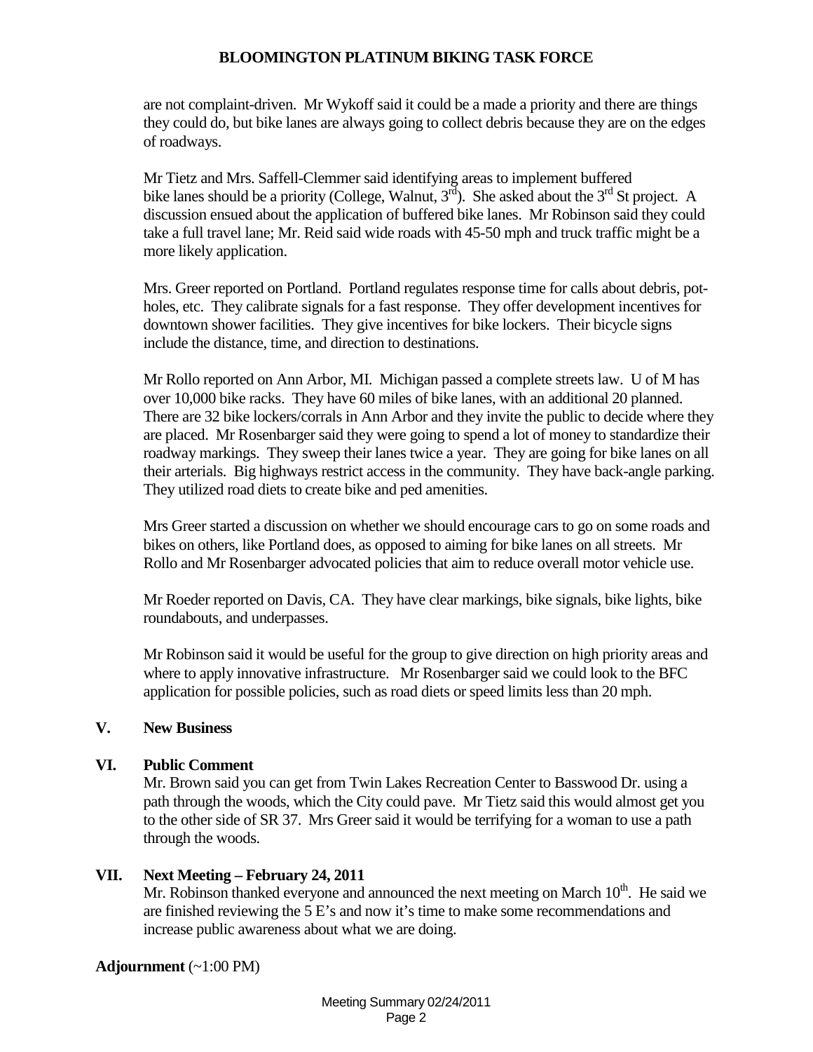are not complaint-driven. Mr Wykoff said it could be a made a priority and there are things they could do, but bike lanes are always going to collect debris because they are on the edges of roadways.

Mr Tietz and Mrs. Saffell-Clemmer said identifying areas to implement buffered bike lanes should be a priority (College, Walnut, 3rd). She asked about the 3rd St project. A discussion ensued about the application of buffered bike lanes. Mr Robinson said they could take a full travel lane; Mr. Reid said wide roads with 45-50 mph and truck traffic might be a more likely application.

Mrs. Greer reported on Portland. Portland regulates response time for calls about debris, pot-holes, etc. They calibrate signals for a fast response. They offer development incentives for downtown shower facilities. They give incentives for bike lockers. Their bicycle signs include the distance, time, and direction to destinations.

Mr Rollo reported on Ann Arbor, MI. Michigan passed a complete streets law. U of M has over 10,000 bike racks. They have 60 miles of bike lanes, with an additional 20 planned. There are 32 bike lockers/corrals in Ann Arbor and they invite the public to decide where they are placed. Mr Rosenbarger said they were going to spend a lot of money to standardize their roadway markings. They sweep their lanes twice a year. They are going for bike lanes on all their arterials. Big highways restrict access in the community. They have back-angle parking. They utilized road diets to create bike and ped amenities.

Mrs Greer started a discussion on whether we should encourage cars to go on some roads and bikes on others, like Portland does, as opposed to aiming for bike lanes on all streets. Mr Rollo and Mr Rosenbarger advocated policies that aim to reduce overall motor vehicle use.

Mr Roeder reported on Davis, CA. They have clear markings, bike signals, bike lights, bike roundabouts, and underpasses.

Mr Robinson said it would be useful for the group to give direction on high priority areas and where to apply innovative infrastructure. Mr Rosenbarger said we could look to the BFC application for possible policies, such as road diets or speed limits less than 20 mph.

## V. New Business

## VI. Public Comment

Mr. Brown said you can get from Twin Lakes Recreation Center to Basswood Dr. using a path through the woods, which the City could pave. Mr Tietz said this would almost get you to the other side of SR 37. Mrs Greer said it would be terrifying for a woman to use a path through the woods.

## VII. Next Meeting – February 24, 2011

Mr. Robinson thanked everyone and announced the next meeting on March 10th. He said we are finished reviewing the 5 E's and now it's time to make some recommendations and increase public awareness about what we are doing.

**Adjournment** (~1:00 PM)